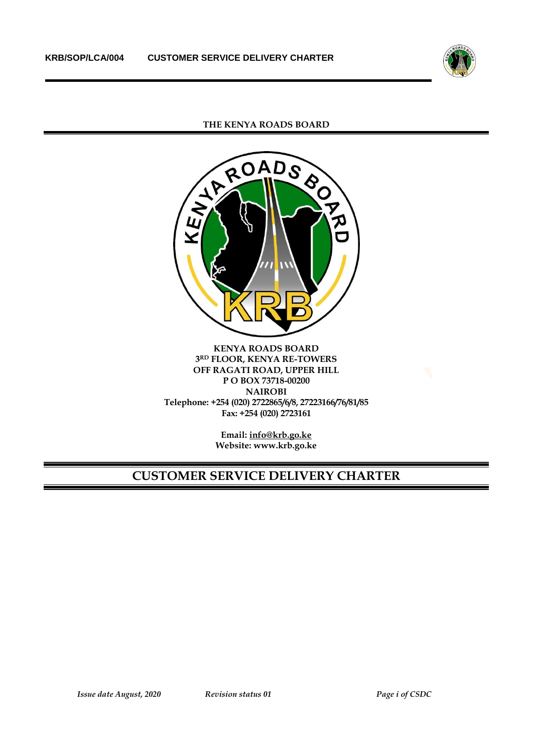**THE KENYA ROADS BOARD**

**KENYA ROADS BOARD**
**3RD FLOOR, KENYA RE-TOWERS**
**OFF RAGATI ROAD, UPPER HILL**
**P O BOX 73718-00200**
**NAIROBI**
**Telephone: +254 (020) 2722865/6/8, 27223166/76/81/85**
**Fax: +254 (020) 2723161**

**Email: info@krb.go.ke**
**Website: www.krb.go.ke**

# CUSTOMER SERVICE DELIVERY CHARTER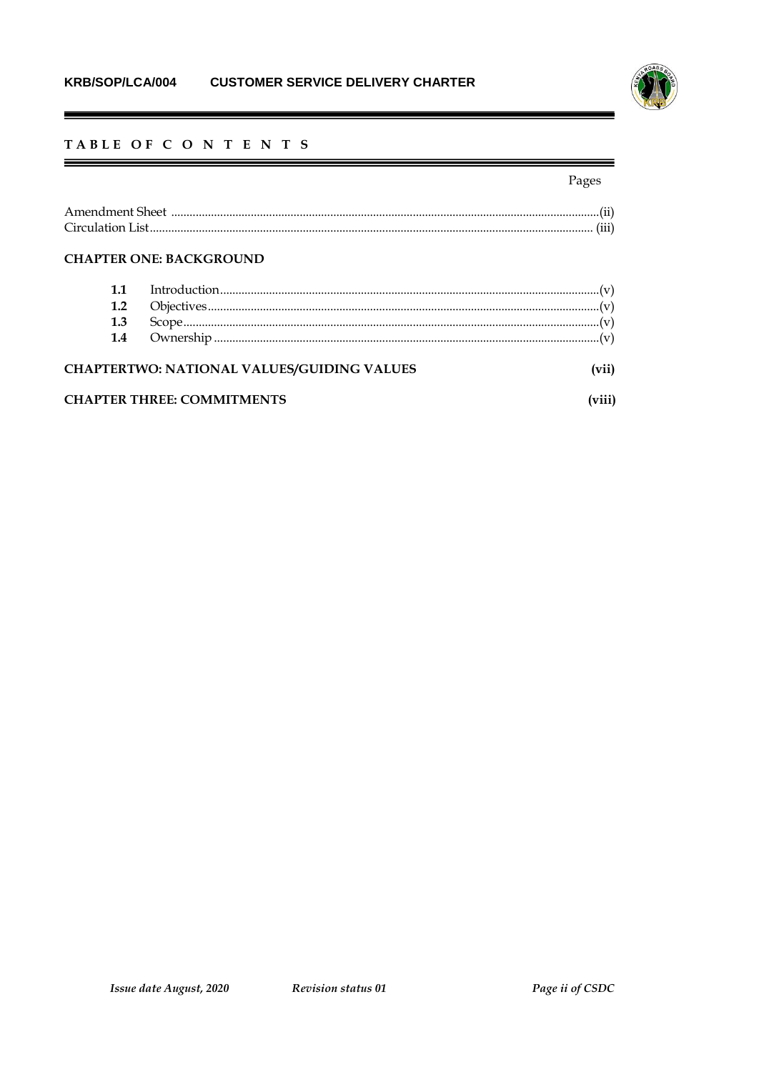## TABLE OF CONTENTS

| | | Pages |
|---|---|---|
| Amendment Sheet | | (ii) |
| Circulation List | | (iii) |

**CHAPTER ONE: BACKGROUND**

| | | |
|---|---|---|
| **1.1** | Introduction | (v) |
| **1.2** | Objectives | (v) |
| **1.3** | Scope | (v) |
| **1.4** | Ownership | (v) |

**CHAPTERTWO: NATIONAL VALUES/GUIDING VALUES** **(vii)**

**CHAPTER THREE: COMMITMENTS** **(viii)**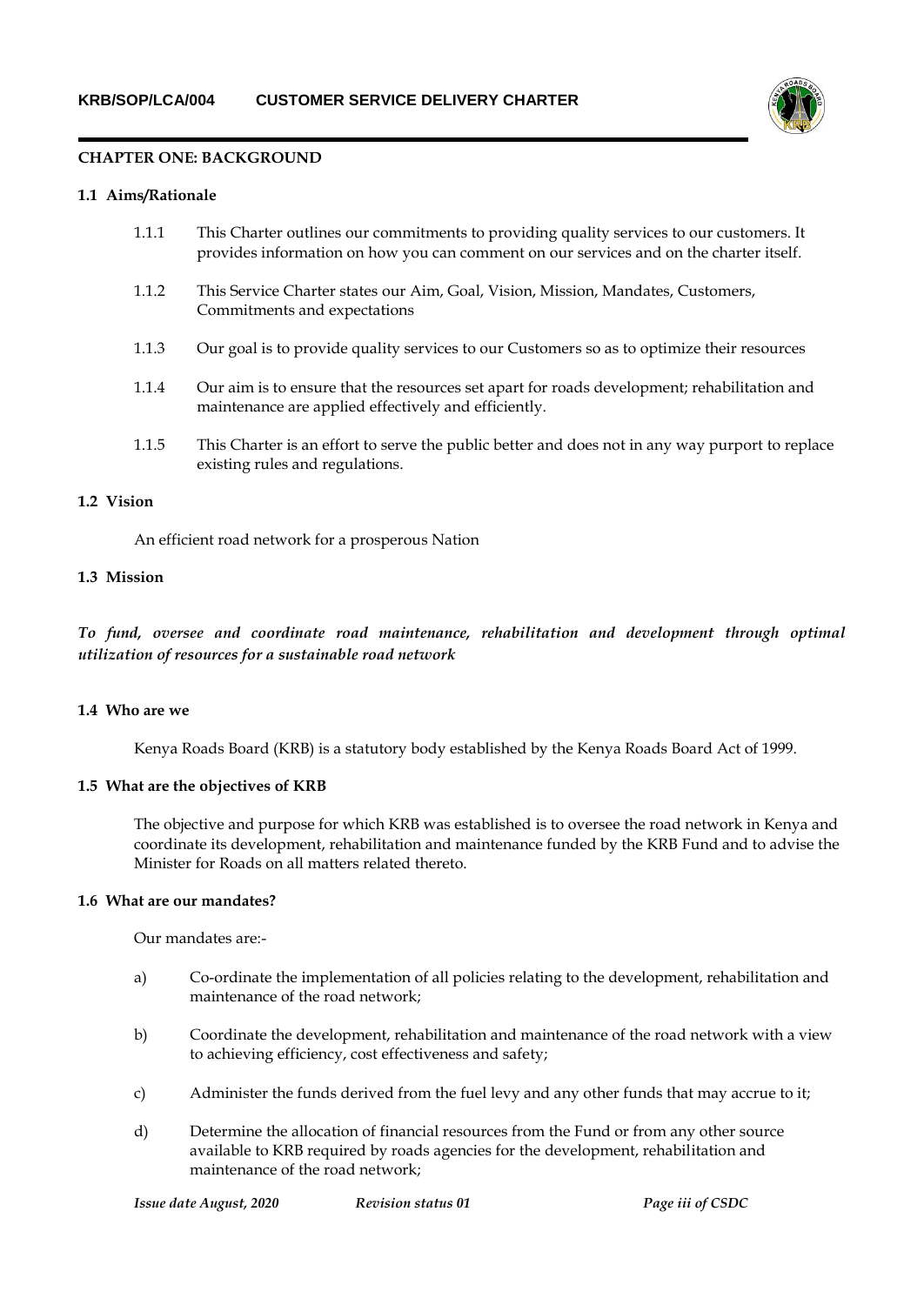## CHAPTER ONE: BACKGROUND

### 1.1 Aims/Rationale

1.1.1 This Charter outlines our commitments to providing quality services to our customers. It provides information on how you can comment on our services and on the charter itself.

1.1.2 This Service Charter states our Aim, Goal, Vision, Mission, Mandates, Customers, Commitments and expectations

1.1.3 Our goal is to provide quality services to our Customers so as to optimize their resources

1.1.4 Our aim is to ensure that the resources set apart for roads development; rehabilitation and maintenance are applied effectively and efficiently.

1.1.5 This Charter is an effort to serve the public better and does not in any way purport to replace existing rules and regulations.

### 1.2 Vision

An efficient road network for a prosperous Nation

### 1.3 Mission

***To fund, oversee and coordinate road maintenance, rehabilitation and development through optimal utilization of resources for a sustainable road network***

### 1.4 Who are we

Kenya Roads Board (KRB) is a statutory body established by the Kenya Roads Board Act of 1999.

### 1.5 What are the objectives of KRB

The objective and purpose for which KRB was established is to oversee the road network in Kenya and coordinate its development, rehabilitation and maintenance funded by the KRB Fund and to advise the Minister for Roads on all matters related thereto.

### 1.6 What are our mandates?

Our mandates are:-

a) Co-ordinate the implementation of all policies relating to the development, rehabilitation and maintenance of the road network;

b) Coordinate the development, rehabilitation and maintenance of the road network with a view to achieving efficiency, cost effectiveness and safety;

c) Administer the funds derived from the fuel levy and any other funds that may accrue to it;

d) Determine the allocation of financial resources from the Fund or from any other source available to KRB required by roads agencies for the development, rehabilitation and maintenance of the road network;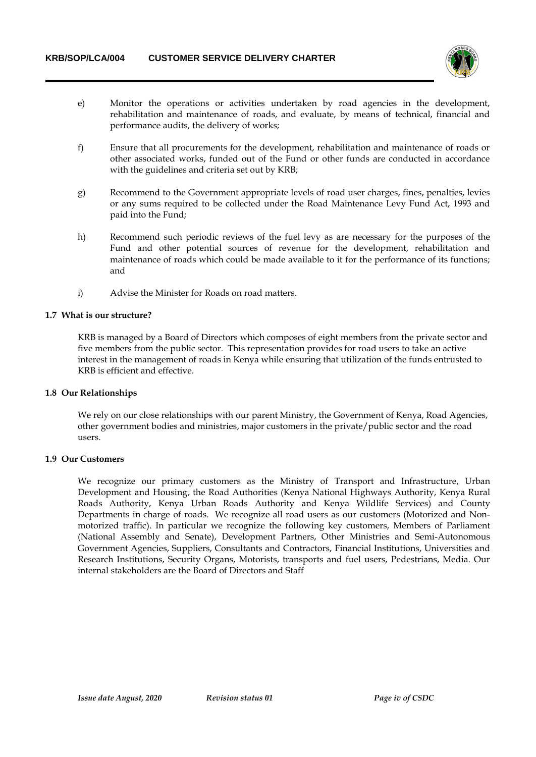e) Monitor the operations or activities undertaken by road agencies in the development, rehabilitation and maintenance of roads, and evaluate, by means of technical, financial and performance audits, the delivery of works;

f) Ensure that all procurements for the development, rehabilitation and maintenance of roads or other associated works, funded out of the Fund or other funds are conducted in accordance with the guidelines and criteria set out by KRB;

g) Recommend to the Government appropriate levels of road user charges, fines, penalties, levies or any sums required to be collected under the Road Maintenance Levy Fund Act, 1993 and paid into the Fund;

h) Recommend such periodic reviews of the fuel levy as are necessary for the purposes of the Fund and other potential sources of revenue for the development, rehabilitation and maintenance of roads which could be made available to it for the performance of its functions; and

i) Advise the Minister for Roads on road matters.

### 1.7 What is our structure?

KRB is managed by a Board of Directors which composes of eight members from the private sector and five members from the public sector. This representation provides for road users to take an active interest in the management of roads in Kenya while ensuring that utilization of the funds entrusted to KRB is efficient and effective.

### 1.8 Our Relationships

We rely on our close relationships with our parent Ministry, the Government of Kenya, Road Agencies, other government bodies and ministries, major customers in the private/public sector and the road users.

### 1.9 Our Customers

We recognize our primary customers as the Ministry of Transport and Infrastructure, Urban Development and Housing, the Road Authorities (Kenya National Highways Authority, Kenya Rural Roads Authority, Kenya Urban Roads Authority and Kenya Wildlife Services) and County Departments in charge of roads. We recognize all road users as our customers (Motorized and Non-motorized traffic). In particular we recognize the following key customers, Members of Parliament (National Assembly and Senate), Development Partners, Other Ministries and Semi-Autonomous Government Agencies, Suppliers, Consultants and Contractors, Financial Institutions, Universities and Research Institutions, Security Organs, Motorists, transports and fuel users, Pedestrians, Media. Our internal stakeholders are the Board of Directors and Staff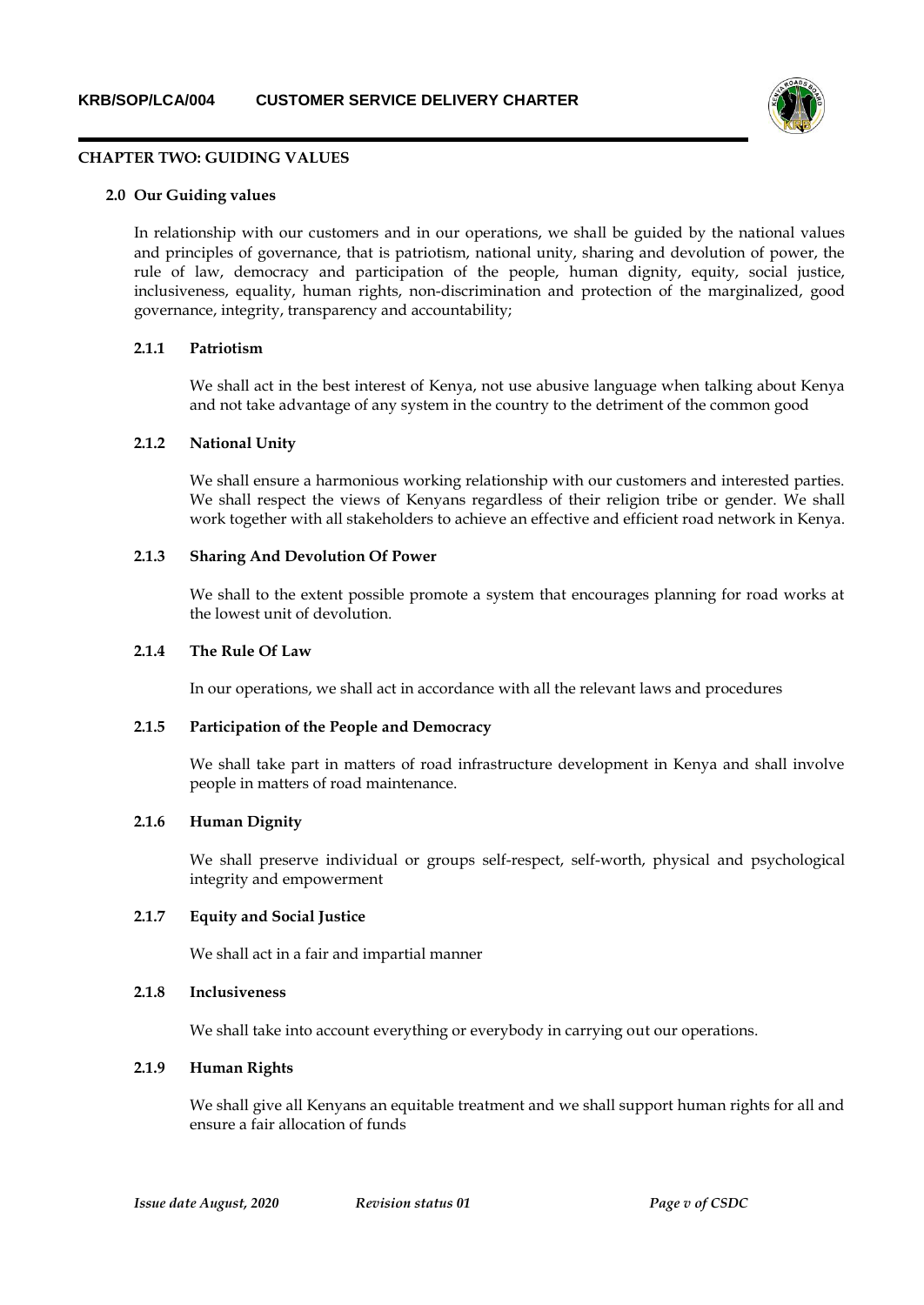## CHAPTER TWO: GUIDING VALUES

### 2.0 Our Guiding values

In relationship with our customers and in our operations, we shall be guided by the national values and principles of governance, that is patriotism, national unity, sharing and devolution of power, the rule of law, democracy and participation of the people, human dignity, equity, social justice, inclusiveness, equality, human rights, non-discrimination and protection of the marginalized, good governance, integrity, transparency and accountability;

#### 2.1.1 Patriotism

We shall act in the best interest of Kenya, not use abusive language when talking about Kenya and not take advantage of any system in the country to the detriment of the common good

#### 2.1.2 National Unity

We shall ensure a harmonious working relationship with our customers and interested parties. We shall respect the views of Kenyans regardless of their religion tribe or gender. We shall work together with all stakeholders to achieve an effective and efficient road network in Kenya.

#### 2.1.3 Sharing And Devolution Of Power

We shall to the extent possible promote a system that encourages planning for road works at the lowest unit of devolution.

#### 2.1.4 The Rule Of Law

In our operations, we shall act in accordance with all the relevant laws and procedures

#### 2.1.5 Participation of the People and Democracy

We shall take part in matters of road infrastructure development in Kenya and shall involve people in matters of road maintenance.

#### 2.1.6 Human Dignity

We shall preserve individual or groups self-respect, self-worth, physical and psychological integrity and empowerment

#### 2.1.7 Equity and Social Justice

We shall act in a fair and impartial manner

#### 2.1.8 Inclusiveness

We shall take into account everything or everybody in carrying out our operations.

#### 2.1.9 Human Rights

We shall give all Kenyans an equitable treatment and we shall support human rights for all and ensure a fair allocation of funds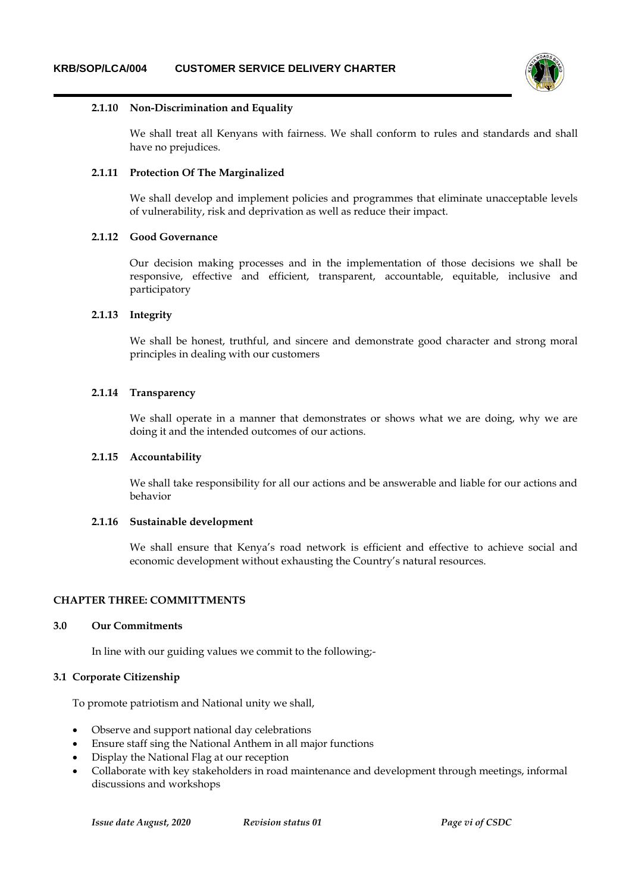#### 2.1.10 Non-Discrimination and Equality

We shall treat all Kenyans with fairness. We shall conform to rules and standards and shall have no prejudices.

#### 2.1.11 Protection Of The Marginalized

We shall develop and implement policies and programmes that eliminate unacceptable levels of vulnerability, risk and deprivation as well as reduce their impact.

#### 2.1.12 Good Governance

Our decision making processes and in the implementation of those decisions we shall be responsive, effective and efficient, transparent, accountable, equitable, inclusive and participatory

#### 2.1.13 Integrity

We shall be honest, truthful, and sincere and demonstrate good character and strong moral principles in dealing with our customers

#### 2.1.14 Transparency

We shall operate in a manner that demonstrates or shows what we are doing, why we are doing it and the intended outcomes of our actions.

#### 2.1.15 Accountability

We shall take responsibility for all our actions and be answerable and liable for our actions and behavior

#### 2.1.16 Sustainable development

We shall ensure that Kenya's road network is efficient and effective to achieve social and economic development without exhausting the Country's natural resources.

## CHAPTER THREE: COMMITTMENTS

### 3.0 Our Commitments

In line with our guiding values we commit to the following;-

### 3.1 Corporate Citizenship

To promote patriotism and National unity we shall,

- Observe and support national day celebrations
- Ensure staff sing the National Anthem in all major functions
- Display the National Flag at our reception
- Collaborate with key stakeholders in road maintenance and development through meetings, informal discussions and workshops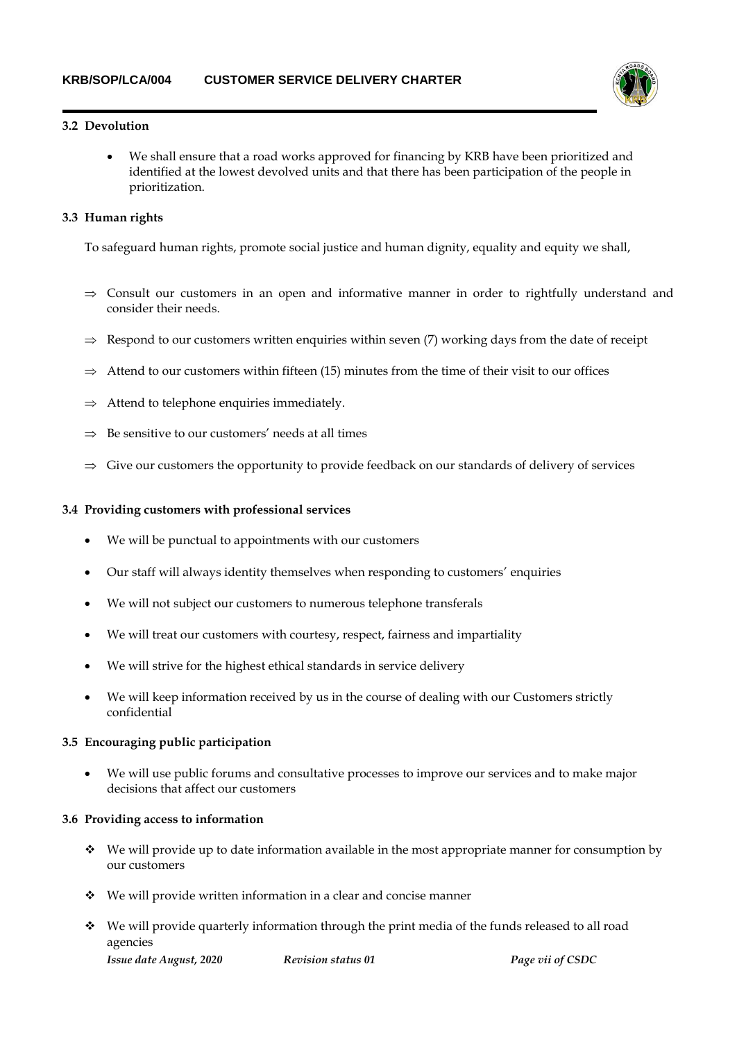### 3.2 Devolution

- We shall ensure that a road works approved for financing by KRB have been prioritized and identified at the lowest devolved units and that there has been participation of the people in prioritization.

### 3.3 Human rights

To safeguard human rights, promote social justice and human dignity, equality and equity we shall,

- ⇒ Consult our customers in an open and informative manner in order to rightfully understand and consider their needs.
- ⇒ Respond to our customers written enquiries within seven (7) working days from the date of receipt
- ⇒ Attend to our customers within fifteen (15) minutes from the time of their visit to our offices
- ⇒ Attend to telephone enquiries immediately.
- ⇒ Be sensitive to our customers' needs at all times
- ⇒ Give our customers the opportunity to provide feedback on our standards of delivery of services

### 3.4 Providing customers with professional services

- We will be punctual to appointments with our customers
- Our staff will always identity themselves when responding to customers' enquiries
- We will not subject our customers to numerous telephone transferals
- We will treat our customers with courtesy, respect, fairness and impartiality
- We will strive for the highest ethical standards in service delivery
- We will keep information received by us in the course of dealing with our Customers strictly confidential

### 3.5 Encouraging public participation

- We will use public forums and consultative processes to improve our services and to make major decisions that affect our customers

### 3.6 Providing access to information

- ❖ We will provide up to date information available in the most appropriate manner for consumption by our customers
- ❖ We will provide written information in a clear and concise manner
- ❖ We will provide quarterly information through the print media of the funds released to all road agencies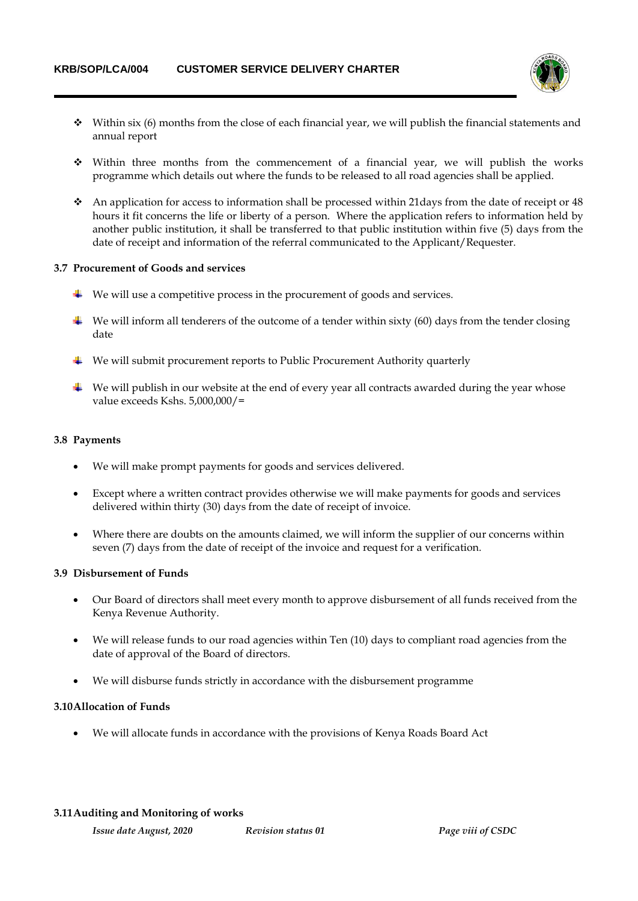- Within six (6) months from the close of each financial year, we will publish the financial statements and annual report

- Within three months from the commencement of a financial year, we will publish the works programme which details out where the funds to be released to all road agencies shall be applied.

- An application for access to information shall be processed within 21days from the date of receipt or 48 hours it fit concerns the life or liberty of a person. Where the application refers to information held by another public institution, it shall be transferred to that public institution within five (5) days from the date of receipt and information of the referral communicated to the Applicant/Requester.

### 3.7 Procurement of Goods and services

- We will use a competitive process in the procurement of goods and services.

- We will inform all tenderers of the outcome of a tender within sixty (60) days from the tender closing date

- We will submit procurement reports to Public Procurement Authority quarterly

- We will publish in our website at the end of every year all contracts awarded during the year whose value exceeds Kshs. 5,000,000/=

### 3.8 Payments

- We will make prompt payments for goods and services delivered.

- Except where a written contract provides otherwise we will make payments for goods and services delivered within thirty (30) days from the date of receipt of invoice.

- Where there are doubts on the amounts claimed, we will inform the supplier of our concerns within seven (7) days from the date of receipt of the invoice and request for a verification.

### 3.9 Disbursement of Funds

- Our Board of directors shall meet every month to approve disbursement of all funds received from the Kenya Revenue Authority.

- We will release funds to our road agencies within Ten (10) days to compliant road agencies from the date of approval of the Board of directors.

- We will disburse funds strictly in accordance with the disbursement programme

### 3.10 Allocation of Funds

- We will allocate funds in accordance with the provisions of Kenya Roads Board Act

### 3.11 Auditing and Monitoring of works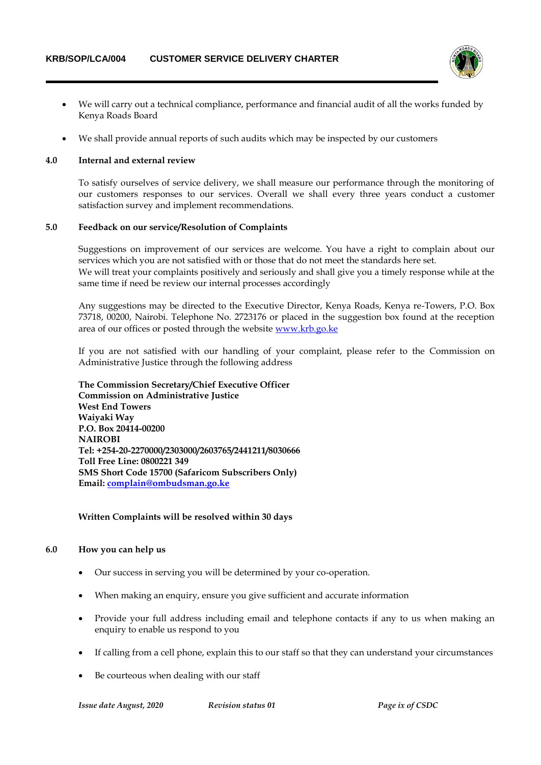- We will carry out a technical compliance, performance and financial audit of all the works funded by Kenya Roads Board
- We shall provide annual reports of such audits which may be inspected by our customers

## 4.0 Internal and external review

To satisfy ourselves of service delivery, we shall measure our performance through the monitoring of our customers responses to our services. Overall we shall every three years conduct a customer satisfaction survey and implement recommendations.

## 5.0 Feedback on our service/Resolution of Complaints

Suggestions on improvement of our services are welcome. You have a right to complain about our services which you are not satisfied with or those that do not meet the standards here set.
We will treat your complaints positively and seriously and shall give you a timely response while at the same time if need be review our internal processes accordingly

Any suggestions may be directed to the Executive Director, Kenya Roads, Kenya re-Towers, P.O. Box 73718, 00200, Nairobi. Telephone No. 2723176 or placed in the suggestion box found at the reception area of our offices or posted through the website [www.krb.go.ke](http://www.krb.go.ke)

If you are not satisfied with our handling of your complaint, please refer to the Commission on Administrative Justice through the following address

**The Commission Secretary/Chief Executive Officer**
**Commission on Administrative Justice**
**West End Towers**
**Waiyaki Way**
**P.O. Box 20414-00200**
**NAIROBI**
**Tel: +254-20-2270000/2303000/2603765/2441211/8030666**
**Toll Free Line: 0800221 349**
**SMS Short Code 15700 (Safaricom Subscribers Only)**
**Email: [complain@ombudsman.go.ke](mailto:complain@ombudsman.go.ke)**

**Written Complaints will be resolved within 30 days**

## 6.0 How you can help us

- Our success in serving you will be determined by your co-operation.
- When making an enquiry, ensure you give sufficient and accurate information
- Provide your full address including email and telephone contacts if any to us when making an enquiry to enable us respond to you
- If calling from a cell phone, explain this to our staff so that they can understand your circumstances
- Be courteous when dealing with our staff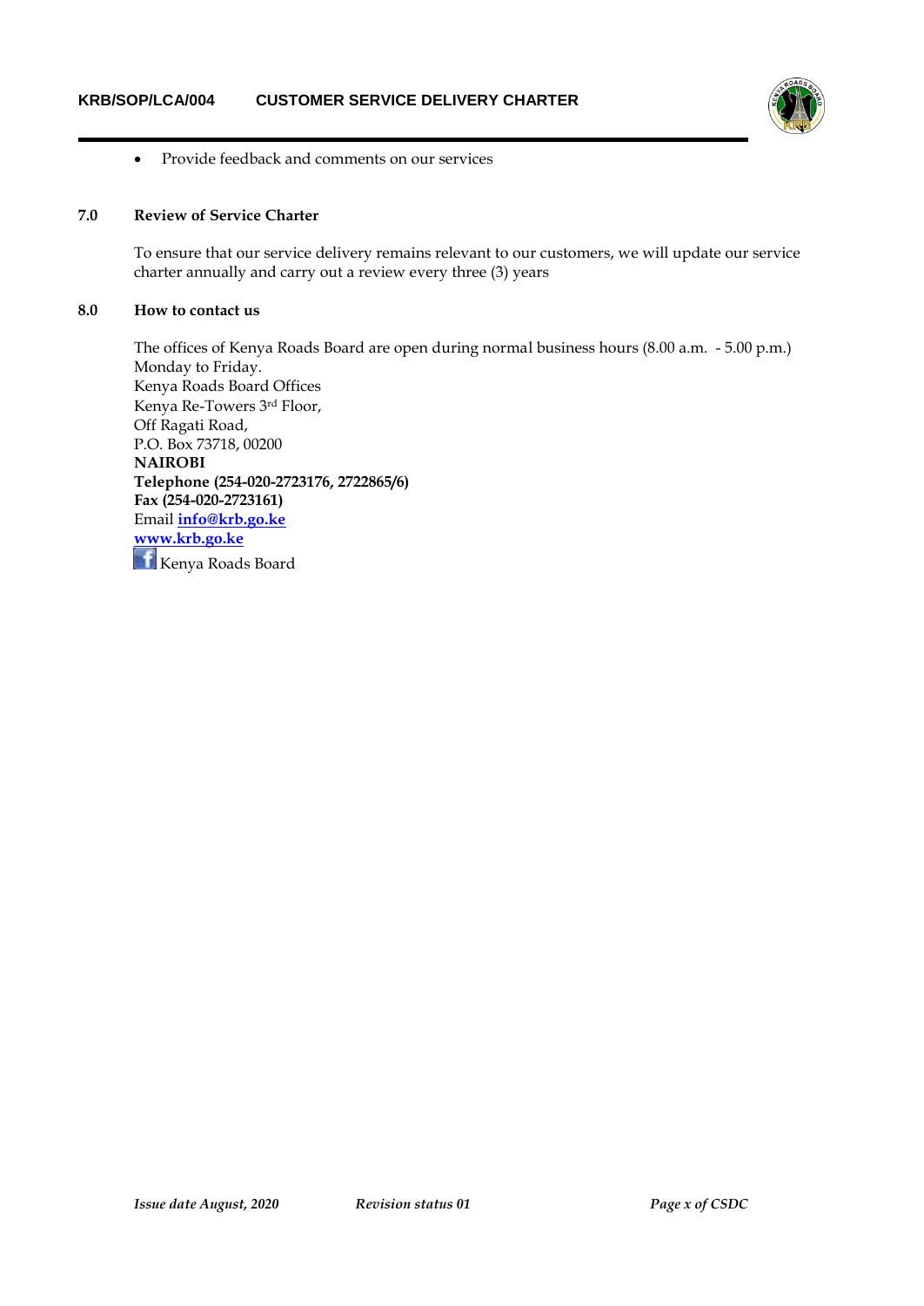- Provide feedback and comments on our services

## 7.0 Review of Service Charter

To ensure that our service delivery remains relevant to our customers, we will update our service charter annually and carry out a review every three (3) years

## 8.0 How to contact us

The offices of Kenya Roads Board are open during normal business hours (8.00 a.m. - 5.00 p.m.) Monday to Friday.
Kenya Roads Board Offices
Kenya Re-Towers 3rd Floor,
Off Ragati Road,
P.O. Box 73718, 00200
**NAIROBI**
**Telephone (254-020-2723176, 2722865/6)**
**Fax (254-020-2723161)**
Email **info@krb.go.ke**
**www.krb.go.ke**
Kenya Roads Board